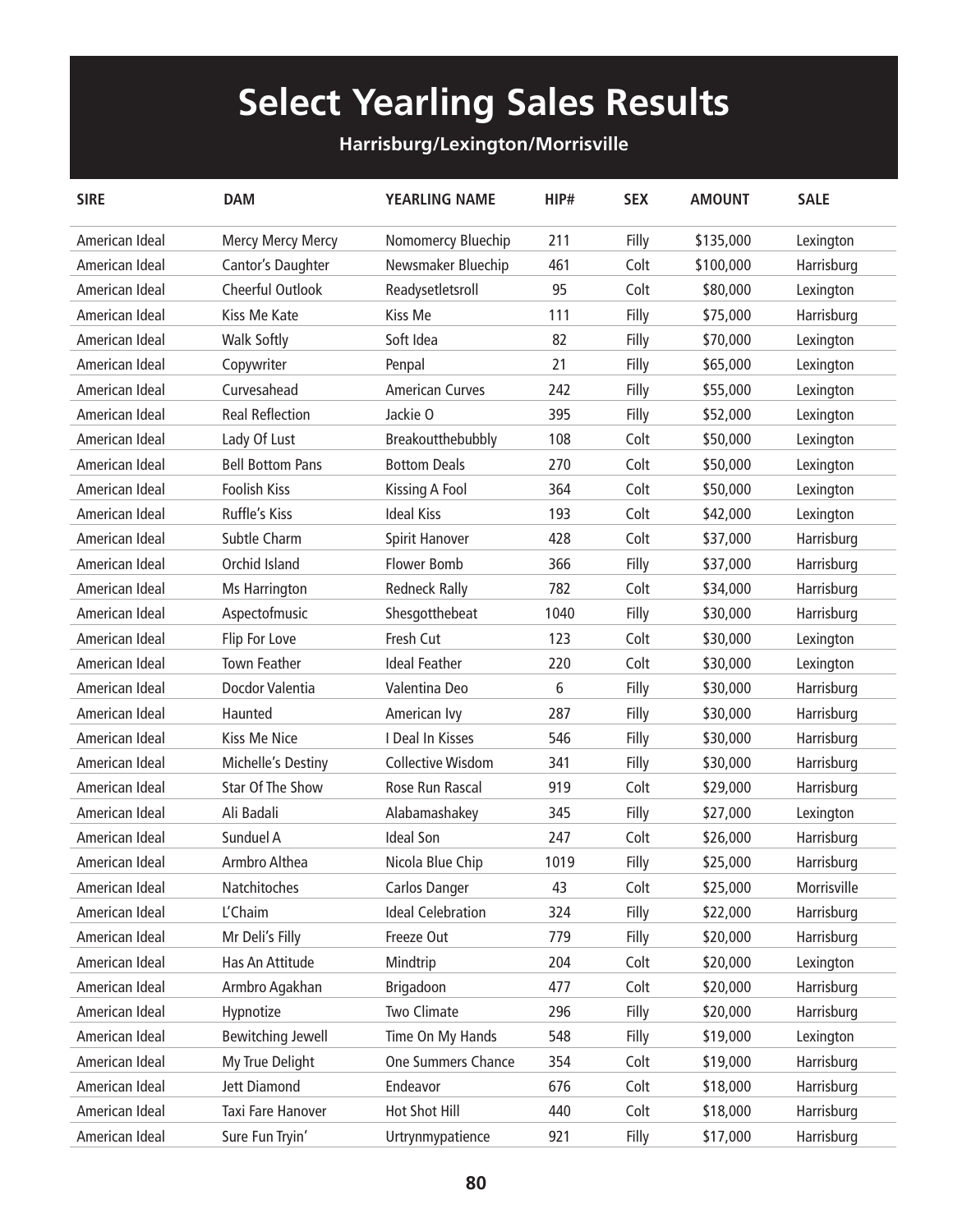# Select Yearling Sales Results

## Harrisburg/Lexington/Morrisville

| SIRE | DAM | YEARLING NAME | HIP# | SEX | AMOUNT | SALE |
|---|---|---|---|---|---|---|
| American Ideal | Mercy Mercy Mercy | Nomomercy Bluechip | 211 | Filly | $135,000 | Lexington |
| American Ideal | Cantor's Daughter | Newsmaker Bluechip | 461 | Colt | $100,000 | Harrisburg |
| American Ideal | Cheerful Outlook | Readysetletsroll | 95 | Colt | $80,000 | Lexington |
| American Ideal | Kiss Me Kate | Kiss Me | 111 | Filly | $75,000 | Harrisburg |
| American Ideal | Walk Softly | Soft Idea | 82 | Filly | $70,000 | Lexington |
| American Ideal | Copywriter | Penpal | 21 | Filly | $65,000 | Lexington |
| American Ideal | Curvesahead | American Curves | 242 | Filly | $55,000 | Lexington |
| American Ideal | Real Reflection | Jackie O | 395 | Filly | $52,000 | Lexington |
| American Ideal | Lady Of Lust | Breakoutthebubbly | 108 | Colt | $50,000 | Lexington |
| American Ideal | Bell Bottom Pans | Bottom Deals | 270 | Colt | $50,000 | Lexington |
| American Ideal | Foolish Kiss | Kissing A Fool | 364 | Colt | $50,000 | Lexington |
| American Ideal | Ruffle's Kiss | Ideal Kiss | 193 | Colt | $42,000 | Lexington |
| American Ideal | Subtle Charm | Spirit Hanover | 428 | Colt | $37,000 | Harrisburg |
| American Ideal | Orchid Island | Flower Bomb | 366 | Filly | $37,000 | Harrisburg |
| American Ideal | Ms Harrington | Redneck Rally | 782 | Colt | $34,000 | Harrisburg |
| American Ideal | Aspectofmusic | Shesgotthebeat | 1040 | Filly | $30,000 | Harrisburg |
| American Ideal | Flip For Love | Fresh Cut | 123 | Colt | $30,000 | Lexington |
| American Ideal | Town Feather | Ideal Feather | 220 | Colt | $30,000 | Lexington |
| American Ideal | Docdor Valentia | Valentina Deo | 6 | Filly | $30,000 | Harrisburg |
| American Ideal | Haunted | American Ivy | 287 | Filly | $30,000 | Harrisburg |
| American Ideal | Kiss Me Nice | I Deal In Kisses | 546 | Filly | $30,000 | Harrisburg |
| American Ideal | Michelle's Destiny | Collective Wisdom | 341 | Filly | $30,000 | Harrisburg |
| American Ideal | Star Of The Show | Rose Run Rascal | 919 | Colt | $29,000 | Harrisburg |
| American Ideal | Ali Badali | Alabamashakey | 345 | Filly | $27,000 | Lexington |
| American Ideal | Sunduel A | Ideal Son | 247 | Colt | $26,000 | Harrisburg |
| American Ideal | Armbro Althea | Nicola Blue Chip | 1019 | Filly | $25,000 | Harrisburg |
| American Ideal | Natchitoches | Carlos Danger | 43 | Colt | $25,000 | Morrisville |
| American Ideal | L'Chaim | Ideal Celebration | 324 | Filly | $22,000 | Harrisburg |
| American Ideal | Mr Deli's Filly | Freeze Out | 779 | Filly | $20,000 | Harrisburg |
| American Ideal | Has An Attitude | Mindtrip | 204 | Colt | $20,000 | Lexington |
| American Ideal | Armbro Agakhan | Brigadoon | 477 | Colt | $20,000 | Harrisburg |
| American Ideal | Hypnotize | Two Climate | 296 | Filly | $20,000 | Harrisburg |
| American Ideal | Bewitching Jewell | Time On My Hands | 548 | Filly | $19,000 | Lexington |
| American Ideal | My True Delight | One Summers Chance | 354 | Colt | $19,000 | Harrisburg |
| American Ideal | Jett Diamond | Endeavor | 676 | Colt | $18,000 | Harrisburg |
| American Ideal | Taxi Fare Hanover | Hot Shot Hill | 440 | Colt | $18,000 | Harrisburg |
| American Ideal | Sure Fun Tryin' | Urtrynmypatience | 921 | Filly | $17,000 | Harrisburg |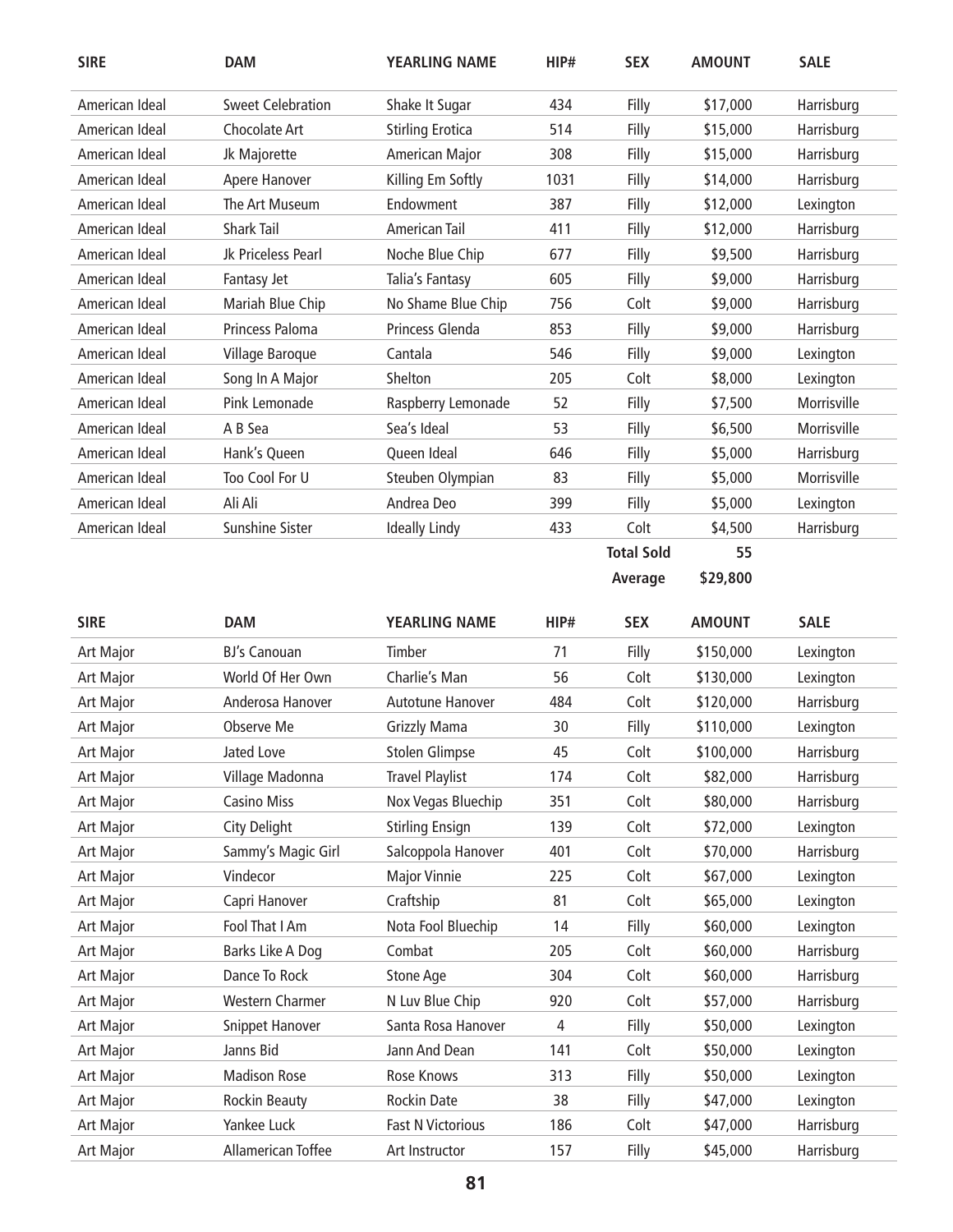| SIRE | DAM | YEARLING NAME | HIP# | SEX | AMOUNT | SALE |
|---|---|---|---|---|---|---|
| American Ideal | Sweet Celebration | Shake It Sugar | 434 | Filly | $17,000 | Harrisburg |
| American Ideal | Chocolate Art | Stirling Erotica | 514 | Filly | $15,000 | Harrisburg |
| American Ideal | Jk Majorette | American Major | 308 | Filly | $15,000 | Harrisburg |
| American Ideal | Apere Hanover | Killing Em Softly | 1031 | Filly | $14,000 | Harrisburg |
| American Ideal | The Art Museum | Endowment | 387 | Filly | $12,000 | Lexington |
| American Ideal | Shark Tail | American Tail | 411 | Filly | $12,000 | Harrisburg |
| American Ideal | Jk Priceless Pearl | Noche Blue Chip | 677 | Filly | $9,500 | Harrisburg |
| American Ideal | Fantasy Jet | Talia's Fantasy | 605 | Filly | $9,000 | Harrisburg |
| American Ideal | Mariah Blue Chip | No Shame Blue Chip | 756 | Colt | $9,000 | Harrisburg |
| American Ideal | Princess Paloma | Princess Glenda | 853 | Filly | $9,000 | Harrisburg |
| American Ideal | Village Baroque | Cantala | 546 | Filly | $9,000 | Lexington |
| American Ideal | Song In A Major | Shelton | 205 | Colt | $8,000 | Lexington |
| American Ideal | Pink Lemonade | Raspberry Lemonade | 52 | Filly | $7,500 | Morrisville |
| American Ideal | A B Sea | Sea's Ideal | 53 | Filly | $6,500 | Morrisville |
| American Ideal | Hank's Queen | Queen Ideal | 646 | Filly | $5,000 | Harrisburg |
| American Ideal | Too Cool For U | Steuben Olympian | 83 | Filly | $5,000 | Morrisville |
| American Ideal | Ali Ali | Andrea Deo | 399 | Filly | $5,000 | Lexington |
| American Ideal | Sunshine Sister | Ideally Lindy | 433 | Colt | $4,500 | Harrisburg |
| | | | | **Total Sold** | **55** | |
| | | | | **Average** | **$29,800** | |

| SIRE | DAM | YEARLING NAME | HIP# | SEX | AMOUNT | SALE |
|---|---|---|---|---|---|---|
| Art Major | BJ's Canouan | Timber | 71 | Filly | $150,000 | Lexington |
| Art Major | World Of Her Own | Charlie's Man | 56 | Colt | $130,000 | Lexington |
| Art Major | Anderosa Hanover | Autotune Hanover | 484 | Colt | $120,000 | Harrisburg |
| Art Major | Observe Me | Grizzly Mama | 30 | Filly | $110,000 | Lexington |
| Art Major | Jated Love | Stolen Glimpse | 45 | Colt | $100,000 | Harrisburg |
| Art Major | Village Madonna | Travel Playlist | 174 | Colt | $82,000 | Harrisburg |
| Art Major | Casino Miss | Nox Vegas Bluechip | 351 | Colt | $80,000 | Harrisburg |
| Art Major | City Delight | Stirling Ensign | 139 | Colt | $72,000 | Lexington |
| Art Major | Sammy's Magic Girl | Salcoppola Hanover | 401 | Colt | $70,000 | Harrisburg |
| Art Major | Vindecor | Major Vinnie | 225 | Colt | $67,000 | Lexington |
| Art Major | Capri Hanover | Craftship | 81 | Colt | $65,000 | Lexington |
| Art Major | Fool That I Am | Nota Fool Bluechip | 14 | Filly | $60,000 | Lexington |
| Art Major | Barks Like A Dog | Combat | 205 | Colt | $60,000 | Harrisburg |
| Art Major | Dance To Rock | Stone Age | 304 | Colt | $60,000 | Harrisburg |
| Art Major | Western Charmer | N Luv Blue Chip | 920 | Colt | $57,000 | Harrisburg |
| Art Major | Snippet Hanover | Santa Rosa Hanover | 4 | Filly | $50,000 | Lexington |
| Art Major | Janns Bid | Jann And Dean | 141 | Colt | $50,000 | Lexington |
| Art Major | Madison Rose | Rose Knows | 313 | Filly | $50,000 | Lexington |
| Art Major | Rockin Beauty | Rockin Date | 38 | Filly | $47,000 | Lexington |
| Art Major | Yankee Luck | Fast N Victorious | 186 | Colt | $47,000 | Harrisburg |
| Art Major | Allamerican Toffee | Art Instructor | 157 | Filly | $45,000 | Harrisburg |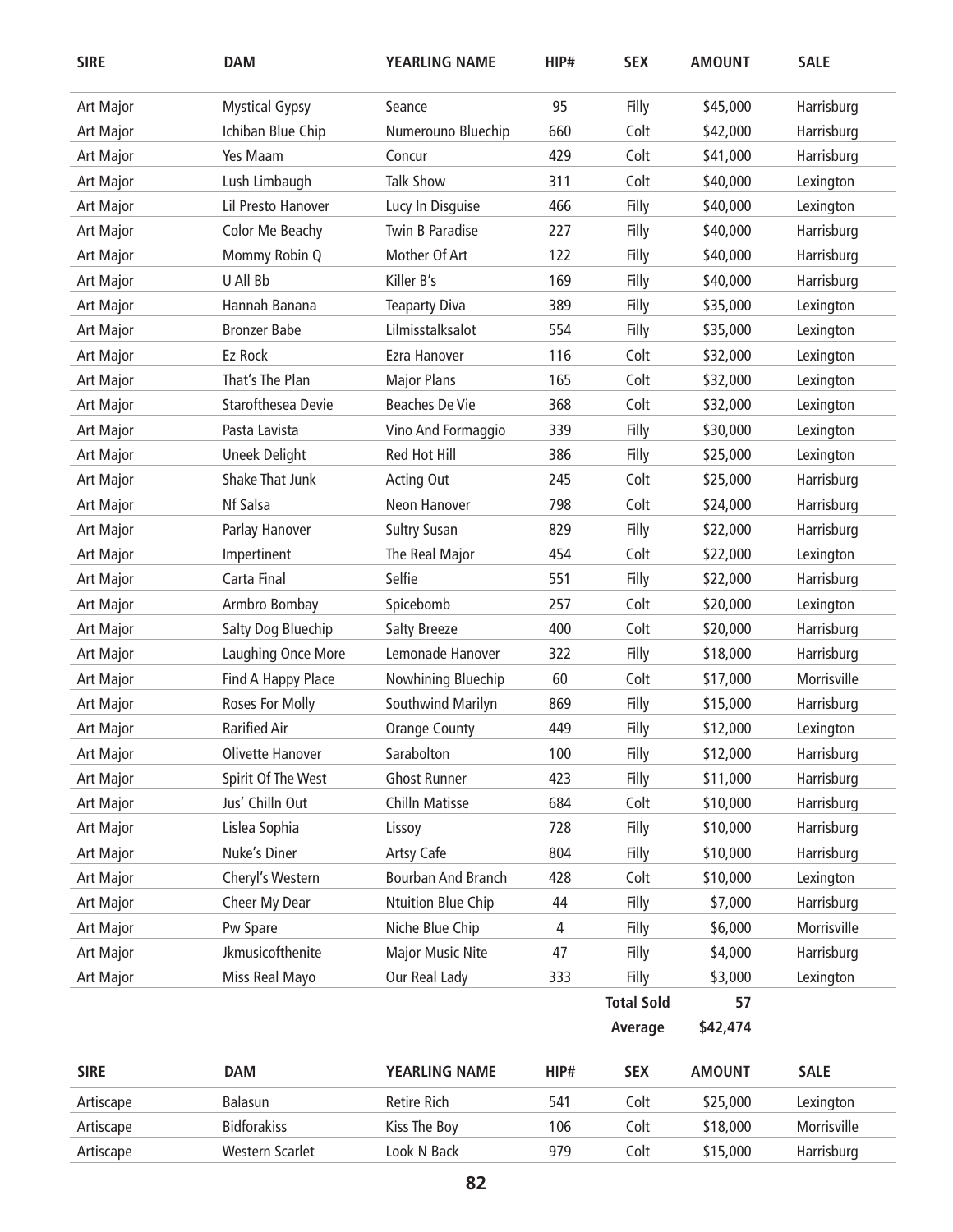| SIRE | DAM | YEARLING NAME | HIP# | SEX | AMOUNT | SALE |
|---|---|---|---|---|---|---|
| Art Major | Mystical Gypsy | Seance | 95 | Filly | $45,000 | Harrisburg |
| Art Major | Ichiban Blue Chip | Numerouno Bluechip | 660 | Colt | $42,000 | Harrisburg |
| Art Major | Yes Maam | Concur | 429 | Colt | $41,000 | Harrisburg |
| Art Major | Lush Limbaugh | Talk Show | 311 | Colt | $40,000 | Lexington |
| Art Major | Lil Presto Hanover | Lucy In Disguise | 466 | Filly | $40,000 | Lexington |
| Art Major | Color Me Beachy | Twin B Paradise | 227 | Filly | $40,000 | Harrisburg |
| Art Major | Mommy Robin Q | Mother Of Art | 122 | Filly | $40,000 | Harrisburg |
| Art Major | U All Bb | Killer B's | 169 | Filly | $40,000 | Harrisburg |
| Art Major | Hannah Banana | Teaparty Diva | 389 | Filly | $35,000 | Lexington |
| Art Major | Bronzer Babe | Lilmisstalksalot | 554 | Filly | $35,000 | Lexington |
| Art Major | Ez Rock | Ezra Hanover | 116 | Colt | $32,000 | Lexington |
| Art Major | That's The Plan | Major Plans | 165 | Colt | $32,000 | Lexington |
| Art Major | Starofthesea Devie | Beaches De Vie | 368 | Colt | $32,000 | Lexington |
| Art Major | Pasta Lavista | Vino And Formaggio | 339 | Filly | $30,000 | Lexington |
| Art Major | Uneek Delight | Red Hot Hill | 386 | Filly | $25,000 | Lexington |
| Art Major | Shake That Junk | Acting Out | 245 | Colt | $25,000 | Harrisburg |
| Art Major | Nf Salsa | Neon Hanover | 798 | Colt | $24,000 | Harrisburg |
| Art Major | Parlay Hanover | Sultry Susan | 829 | Filly | $22,000 | Harrisburg |
| Art Major | Impertinent | The Real Major | 454 | Colt | $22,000 | Lexington |
| Art Major | Carta Final | Selfie | 551 | Filly | $22,000 | Harrisburg |
| Art Major | Armbro Bombay | Spicebomb | 257 | Colt | $20,000 | Lexington |
| Art Major | Salty Dog Bluechip | Salty Breeze | 400 | Colt | $20,000 | Harrisburg |
| Art Major | Laughing Once More | Lemonade Hanover | 322 | Filly | $18,000 | Harrisburg |
| Art Major | Find A Happy Place | Nowhining Bluechip | 60 | Colt | $17,000 | Morrisville |
| Art Major | Roses For Molly | Southwind Marilyn | 869 | Filly | $15,000 | Harrisburg |
| Art Major | Rarified Air | Orange County | 449 | Filly | $12,000 | Lexington |
| Art Major | Olivette Hanover | Sarabolton | 100 | Filly | $12,000 | Harrisburg |
| Art Major | Spirit Of The West | Ghost Runner | 423 | Filly | $11,000 | Harrisburg |
| Art Major | Jus' Chilln Out | Chilln Matisse | 684 | Colt | $10,000 | Harrisburg |
| Art Major | Lislea Sophia | Lissoy | 728 | Filly | $10,000 | Harrisburg |
| Art Major | Nuke's Diner | Artsy Cafe | 804 | Filly | $10,000 | Harrisburg |
| Art Major | Cheryl's Western | Bourban And Branch | 428 | Colt | $10,000 | Lexington |
| Art Major | Cheer My Dear | Ntuition Blue Chip | 44 | Filly | $7,000 | Harrisburg |
| Art Major | Pw Spare | Niche Blue Chip | 4 | Filly | $6,000 | Morrisville |
| Art Major | Jkmusicofthenite | Major Music Nite | 47 | Filly | $4,000 | Harrisburg |
| Art Major | Miss Real Mayo | Our Real Lady | 333 | Filly | $3,000 | Lexington |
| | | | | **Total Sold** | **57** | |
| | | | | **Average** | **$42,474** | |

| SIRE | DAM | YEARLING NAME | HIP# | SEX | AMOUNT | SALE |
|---|---|---|---|---|---|---|
| Artiscape | Balasun | Retire Rich | 541 | Colt | $25,000 | Lexington |
| Artiscape | Bidforakiss | Kiss The Boy | 106 | Colt | $18,000 | Morrisville |
| Artiscape | Western Scarlet | Look N Back | 979 | Colt | $15,000 | Harrisburg |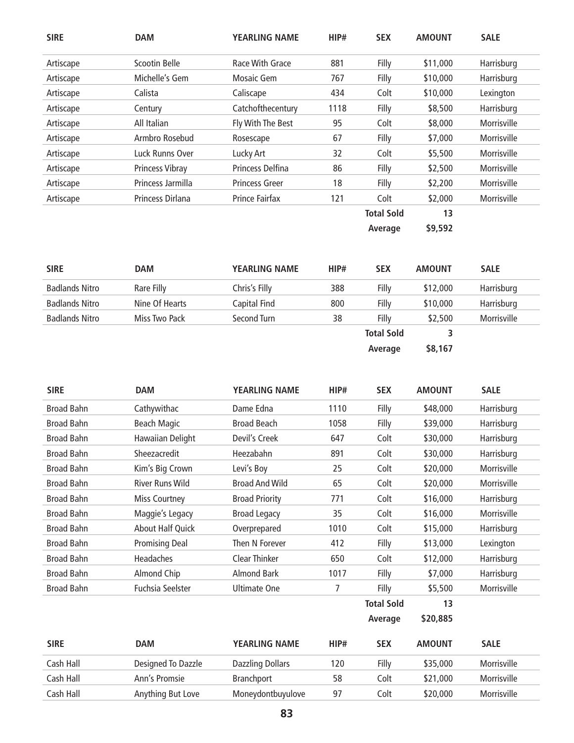| SIRE | DAM | YEARLING NAME | HIP# | SEX | AMOUNT | SALE |
|---|---|---|---|---|---|---|
| Artiscape | Scootin Belle | Race With Grace | 881 | Filly | $11,000 | Harrisburg |
| Artiscape | Michelle's Gem | Mosaic Gem | 767 | Filly | $10,000 | Harrisburg |
| Artiscape | Calista | Caliscape | 434 | Colt | $10,000 | Lexington |
| Artiscape | Century | Catchofthecentury | 1118 | Filly | $8,500 | Harrisburg |
| Artiscape | All Italian | Fly With The Best | 95 | Colt | $8,000 | Morrisville |
| Artiscape | Armbro Rosebud | Rosescape | 67 | Filly | $7,000 | Morrisville |
| Artiscape | Luck Runns Over | Lucky Art | 32 | Colt | $5,500 | Morrisville |
| Artiscape | Princess Vibray | Princess Delfina | 86 | Filly | $2,500 | Morrisville |
| Artiscape | Princess Jarmilla | Princess Greer | 18 | Filly | $2,200 | Morrisville |
| Artiscape | Princess Dirlana | Prince Fairfax | 121 | Colt | $2,000 | Morrisville |
| | | | | **Total Sold** | **13** | |
| | | | | **Average** | **$9,592** | |

| SIRE | DAM | YEARLING NAME | HIP# | SEX | AMOUNT | SALE |
|---|---|---|---|---|---|---|
| Badlands Nitro | Rare Filly | Chris's Filly | 388 | Filly | $12,000 | Harrisburg |
| Badlands Nitro | Nine Of Hearts | Capital Find | 800 | Filly | $10,000 | Harrisburg |
| Badlands Nitro | Miss Two Pack | Second Turn | 38 | Filly | $2,500 | Morrisville |
| | | | | **Total Sold** | **3** | |
| | | | | **Average** | **$8,167** | |

| SIRE | DAM | YEARLING NAME | HIP# | SEX | AMOUNT | SALE |
|---|---|---|---|---|---|---|
| Broad Bahn | Cathywithac | Dame Edna | 1110 | Filly | $48,000 | Harrisburg |
| Broad Bahn | Beach Magic | Broad Beach | 1058 | Filly | $39,000 | Harrisburg |
| Broad Bahn | Hawaiian Delight | Devil's Creek | 647 | Colt | $30,000 | Harrisburg |
| Broad Bahn | Sheezacredit | Heezabahn | 891 | Colt | $30,000 | Harrisburg |
| Broad Bahn | Kim's Big Crown | Levi's Boy | 25 | Colt | $20,000 | Morrisville |
| Broad Bahn | River Runs Wild | Broad And Wild | 65 | Colt | $20,000 | Morrisville |
| Broad Bahn | Miss Courtney | Broad Priority | 771 | Colt | $16,000 | Harrisburg |
| Broad Bahn | Maggie's Legacy | Broad Legacy | 35 | Colt | $16,000 | Morrisville |
| Broad Bahn | About Half Quick | Overprepared | 1010 | Colt | $15,000 | Harrisburg |
| Broad Bahn | Promising Deal | Then N Forever | 412 | Filly | $13,000 | Lexington |
| Broad Bahn | Headaches | Clear Thinker | 650 | Colt | $12,000 | Harrisburg |
| Broad Bahn | Almond Chip | Almond Bark | 1017 | Filly | $7,000 | Harrisburg |
| Broad Bahn | Fuchsia Seelster | Ultimate One | 7 | Filly | $5,500 | Morrisville |
| | | | | **Total Sold** | **13** | |
| | | | | **Average** | **$20,885** | |

| SIRE | DAM | YEARLING NAME | HIP# | SEX | AMOUNT | SALE |
|---|---|---|---|---|---|---|
| Cash Hall | Designed To Dazzle | Dazzling Dollars | 120 | Filly | $35,000 | Morrisville |
| Cash Hall | Ann's Promsie | Branchport | 58 | Colt | $21,000 | Morrisville |
| Cash Hall | Anything But Love | Moneydontbuyulove | 97 | Colt | $20,000 | Morrisville |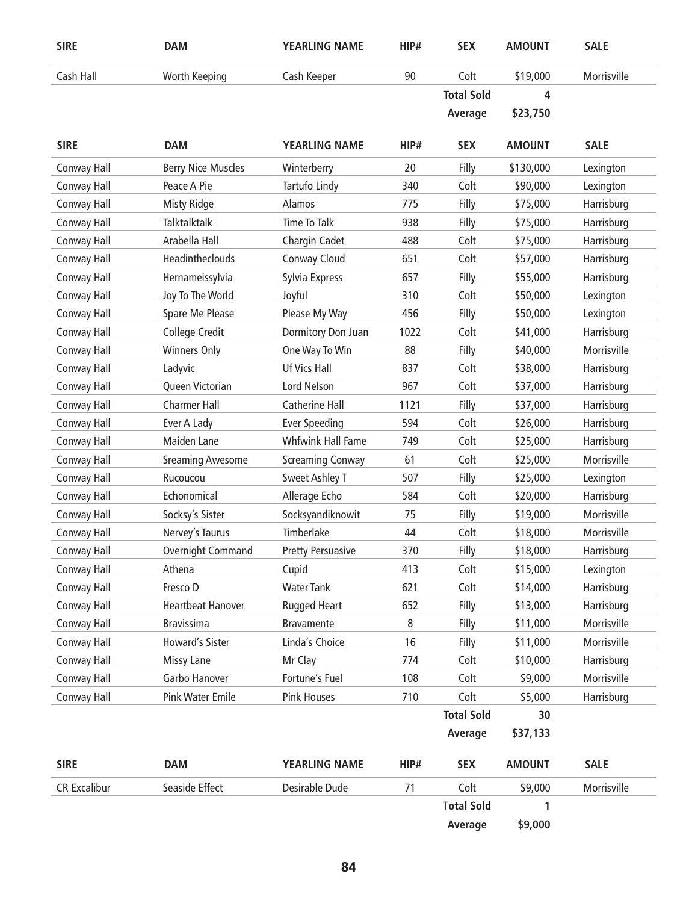| SIRE | DAM | YEARLING NAME | HIP# | SEX | AMOUNT | SALE |
|---|---|---|---|---|---|---|
| Cash Hall | Worth Keeping | Cash Keeper | 90 | Colt | $19,000 | Morrisville |
| | | | | Total Sold | 4 | |
| | | | | Average | $23,750 | |

| SIRE | DAM | YEARLING NAME | HIP# | SEX | AMOUNT | SALE |
|---|---|---|---|---|---|---|
| Conway Hall | Berry Nice Muscles | Winterberry | 20 | Filly | $130,000 | Lexington |
| Conway Hall | Peace A Pie | Tartufo Lindy | 340 | Colt | $90,000 | Lexington |
| Conway Hall | Misty Ridge | Alamos | 775 | Filly | $75,000 | Harrisburg |
| Conway Hall | Talktalktalk | Time To Talk | 938 | Filly | $75,000 | Harrisburg |
| Conway Hall | Arabella Hall | Chargin Cadet | 488 | Colt | $75,000 | Harrisburg |
| Conway Hall | Headintheclouds | Conway Cloud | 651 | Colt | $57,000 | Harrisburg |
| Conway Hall | Hernameissylvia | Sylvia Express | 657 | Filly | $55,000 | Harrisburg |
| Conway Hall | Joy To The World | Joyful | 310 | Colt | $50,000 | Lexington |
| Conway Hall | Spare Me Please | Please My Way | 456 | Filly | $50,000 | Lexington |
| Conway Hall | College Credit | Dormitory Don Juan | 1022 | Colt | $41,000 | Harrisburg |
| Conway Hall | Winners Only | One Way To Win | 88 | Filly | $40,000 | Morrisville |
| Conway Hall | Ladyvic | Uf Vics Hall | 837 | Colt | $38,000 | Harrisburg |
| Conway Hall | Queen Victorian | Lord Nelson | 967 | Colt | $37,000 | Harrisburg |
| Conway Hall | Charmer Hall | Catherine Hall | 1121 | Filly | $37,000 | Harrisburg |
| Conway Hall | Ever A Lady | Ever Speeding | 594 | Colt | $26,000 | Harrisburg |
| Conway Hall | Maiden Lane | Whfwink Hall Fame | 749 | Colt | $25,000 | Harrisburg |
| Conway Hall | Sreaming Awesome | Screaming Conway | 61 | Colt | $25,000 | Morrisville |
| Conway Hall | Rucoucou | Sweet Ashley T | 507 | Filly | $25,000 | Lexington |
| Conway Hall | Echonomical | Allerage Echo | 584 | Colt | $20,000 | Harrisburg |
| Conway Hall | Socksy's Sister | Socksyandiknowit | 75 | Filly | $19,000 | Morrisville |
| Conway Hall | Nervey's Taurus | Timberlake | 44 | Colt | $18,000 | Morrisville |
| Conway Hall | Overnight Command | Pretty Persuasive | 370 | Filly | $18,000 | Harrisburg |
| Conway Hall | Athena | Cupid | 413 | Colt | $15,000 | Lexington |
| Conway Hall | Fresco D | Water Tank | 621 | Colt | $14,000 | Harrisburg |
| Conway Hall | Heartbeat Hanover | Rugged Heart | 652 | Filly | $13,000 | Harrisburg |
| Conway Hall | Bravissima | Bravamente | 8 | Filly | $11,000 | Morrisville |
| Conway Hall | Howard's Sister | Linda's Choice | 16 | Filly | $11,000 | Morrisville |
| Conway Hall | Missy Lane | Mr Clay | 774 | Colt | $10,000 | Harrisburg |
| Conway Hall | Garbo Hanover | Fortune's Fuel | 108 | Colt | $9,000 | Morrisville |
| Conway Hall | Pink Water Emile | Pink Houses | 710 | Colt | $5,000 | Harrisburg |
| | | | | Total Sold | 30 | |
| | | | | Average | $37,133 | |

| SIRE | DAM | YEARLING NAME | HIP# | SEX | AMOUNT | SALE |
|---|---|---|---|---|---|---|
| CR Excalibur | Seaside Effect | Desirable Dude | 71 | Colt | $9,000 | Morrisville |
| | | | | Total Sold | 1 | |
| | | | | Average | $9,000 | |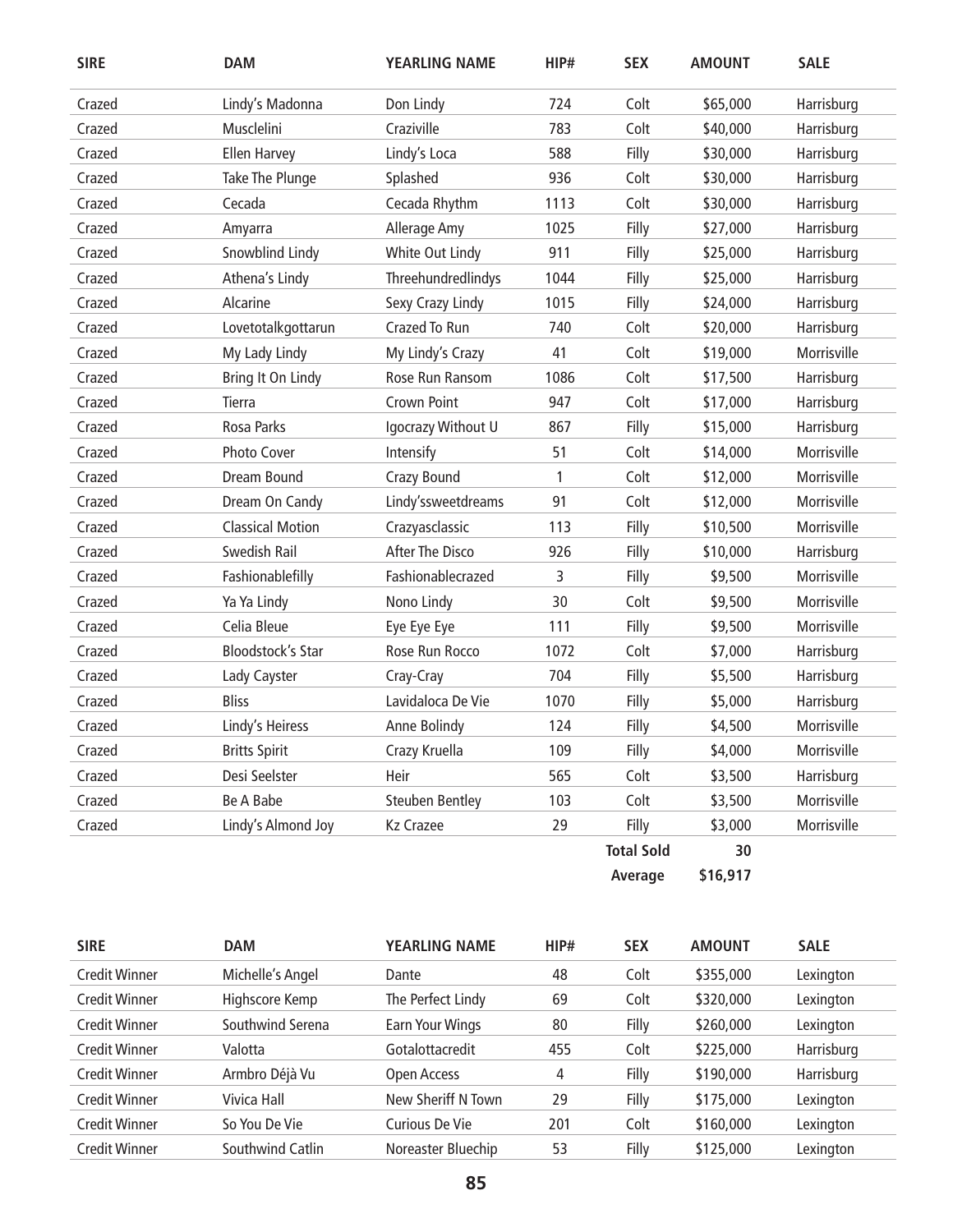| SIRE | DAM | YEARLING NAME | HIP# | SEX | AMOUNT | SALE |
|---|---|---|---|---|---|---|
| Crazed | Lindy's Madonna | Don Lindy | 724 | Colt | $65,000 | Harrisburg |
| Crazed | Musclelini | Craziville | 783 | Colt | $40,000 | Harrisburg |
| Crazed | Ellen Harvey | Lindy's Loca | 588 | Filly | $30,000 | Harrisburg |
| Crazed | Take The Plunge | Splashed | 936 | Colt | $30,000 | Harrisburg |
| Crazed | Cecada | Cecada Rhythm | 1113 | Colt | $30,000 | Harrisburg |
| Crazed | Amyarra | Allerage Amy | 1025 | Filly | $27,000 | Harrisburg |
| Crazed | Snowblind Lindy | White Out Lindy | 911 | Filly | $25,000 | Harrisburg |
| Crazed | Athena's Lindy | Threehundredlindys | 1044 | Filly | $25,000 | Harrisburg |
| Crazed | Alcarine | Sexy Crazy Lindy | 1015 | Filly | $24,000 | Harrisburg |
| Crazed | Lovetotalkgottarun | Crazed To Run | 740 | Colt | $20,000 | Harrisburg |
| Crazed | My Lady Lindy | My Lindy's Crazy | 41 | Colt | $19,000 | Morrisville |
| Crazed | Bring It On Lindy | Rose Run Ransom | 1086 | Colt | $17,500 | Harrisburg |
| Crazed | Tierra | Crown Point | 947 | Colt | $17,000 | Harrisburg |
| Crazed | Rosa Parks | Igocrazy Without U | 867 | Filly | $15,000 | Harrisburg |
| Crazed | Photo Cover | Intensify | 51 | Colt | $14,000 | Morrisville |
| Crazed | Dream Bound | Crazy Bound | 1 | Colt | $12,000 | Morrisville |
| Crazed | Dream On Candy | Lindy'ssweetdreams | 91 | Colt | $12,000 | Morrisville |
| Crazed | Classical Motion | Crazyasclassic | 113 | Filly | $10,500 | Morrisville |
| Crazed | Swedish Rail | After The Disco | 926 | Filly | $10,000 | Harrisburg |
| Crazed | Fashionablefilly | Fashionablecrazed | 3 | Filly | $9,500 | Morrisville |
| Crazed | Ya Ya Lindy | Nono Lindy | 30 | Colt | $9,500 | Morrisville |
| Crazed | Celia Bleue | Eye Eye Eye | 111 | Filly | $9,500 | Morrisville |
| Crazed | Bloodstock's Star | Rose Run Rocco | 1072 | Colt | $7,000 | Harrisburg |
| Crazed | Lady Cayster | Cray-Cray | 704 | Filly | $5,500 | Harrisburg |
| Crazed | Bliss | Lavidaloca De Vie | 1070 | Filly | $5,000 | Harrisburg |
| Crazed | Lindy's Heiress | Anne Bolindy | 124 | Filly | $4,500 | Morrisville |
| Crazed | Britts Spirit | Crazy Kruella | 109 | Filly | $4,000 | Morrisville |
| Crazed | Desi Seelster | Heir | 565 | Colt | $3,500 | Harrisburg |
| Crazed | Be A Babe | Steuben Bentley | 103 | Colt | $3,500 | Morrisville |
| Crazed | Lindy's Almond Joy | Kz Crazee | 29 | Filly | $3,000 | Morrisville |
| | | | | **Total Sold** | **30** | |
| | | | | **Average** | **$16,917** | |

| SIRE | DAM | YEARLING NAME | HIP# | SEX | AMOUNT | SALE |
|---|---|---|---|---|---|---|
| Credit Winner | Michelle's Angel | Dante | 48 | Colt | $355,000 | Lexington |
| Credit Winner | Highscore Kemp | The Perfect Lindy | 69 | Colt | $320,000 | Lexington |
| Credit Winner | Southwind Serena | Earn Your Wings | 80 | Filly | $260,000 | Lexington |
| Credit Winner | Valotta | Gotalottacredit | 455 | Colt | $225,000 | Harrisburg |
| Credit Winner | Armbro Déjà Vu | Open Access | 4 | Filly | $190,000 | Harrisburg |
| Credit Winner | Vivica Hall | New Sheriff N Town | 29 | Filly | $175,000 | Lexington |
| Credit Winner | So You De Vie | Curious De Vie | 201 | Colt | $160,000 | Lexington |
| Credit Winner | Southwind Catlin | Noreaster Bluechip | 53 | Filly | $125,000 | Lexington |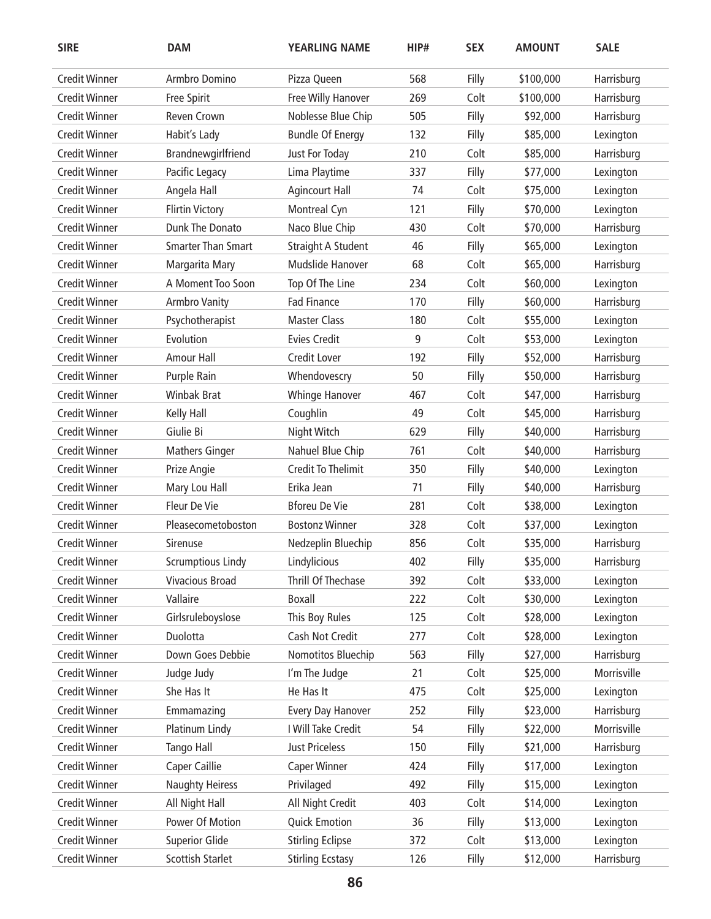| SIRE | DAM | YEARLING NAME | HIP# | SEX | AMOUNT | SALE |
|---|---|---|---|---|---|---|
| Credit Winner | Armbro Domino | Pizza Queen | 568 | Filly | $100,000 | Harrisburg |
| Credit Winner | Free Spirit | Free Willy Hanover | 269 | Colt | $100,000 | Harrisburg |
| Credit Winner | Reven Crown | Noblesse Blue Chip | 505 | Filly | $92,000 | Harrisburg |
| Credit Winner | Habit's Lady | Bundle Of Energy | 132 | Filly | $85,000 | Lexington |
| Credit Winner | Brandnewgirlfriend | Just For Today | 210 | Colt | $85,000 | Harrisburg |
| Credit Winner | Pacific Legacy | Lima Playtime | 337 | Filly | $77,000 | Lexington |
| Credit Winner | Angela Hall | Agincourt Hall | 74 | Colt | $75,000 | Lexington |
| Credit Winner | Flirtin Victory | Montreal Cyn | 121 | Filly | $70,000 | Lexington |
| Credit Winner | Dunk The Donato | Naco Blue Chip | 430 | Colt | $70,000 | Harrisburg |
| Credit Winner | Smarter Than Smart | Straight A Student | 46 | Filly | $65,000 | Lexington |
| Credit Winner | Margarita Mary | Mudslide Hanover | 68 | Colt | $65,000 | Harrisburg |
| Credit Winner | A Moment Too Soon | Top Of The Line | 234 | Colt | $60,000 | Lexington |
| Credit Winner | Armbro Vanity | Fad Finance | 170 | Filly | $60,000 | Harrisburg |
| Credit Winner | Psychotherapist | Master Class | 180 | Colt | $55,000 | Lexington |
| Credit Winner | Evolution | Evies Credit | 9 | Colt | $53,000 | Lexington |
| Credit Winner | Amour Hall | Credit Lover | 192 | Filly | $52,000 | Harrisburg |
| Credit Winner | Purple Rain | Whendovescry | 50 | Filly | $50,000 | Harrisburg |
| Credit Winner | Winbak Brat | Whinge Hanover | 467 | Colt | $47,000 | Harrisburg |
| Credit Winner | Kelly Hall | Coughlin | 49 | Colt | $45,000 | Harrisburg |
| Credit Winner | Giulie Bi | Night Witch | 629 | Filly | $40,000 | Harrisburg |
| Credit Winner | Mathers Ginger | Nahuel Blue Chip | 761 | Colt | $40,000 | Harrisburg |
| Credit Winner | Prize Angie | Credit To Thelimit | 350 | Filly | $40,000 | Lexington |
| Credit Winner | Mary Lou Hall | Erika Jean | 71 | Filly | $40,000 | Harrisburg |
| Credit Winner | Fleur De Vie | Bforeu De Vie | 281 | Colt | $38,000 | Lexington |
| Credit Winner | Pleasecometoboston | Bostonz Winner | 328 | Colt | $37,000 | Lexington |
| Credit Winner | Sirenuse | Nedzeplin Bluechip | 856 | Colt | $35,000 | Harrisburg |
| Credit Winner | Scrumptious Lindy | Lindylicious | 402 | Filly | $35,000 | Harrisburg |
| Credit Winner | Vivacious Broad | Thrill Of Thechase | 392 | Colt | $33,000 | Lexington |
| Credit Winner | Vallaire | Boxall | 222 | Colt | $30,000 | Lexington |
| Credit Winner | Girlsruleboyslose | This Boy Rules | 125 | Colt | $28,000 | Lexington |
| Credit Winner | Duolotta | Cash Not Credit | 277 | Colt | $28,000 | Lexington |
| Credit Winner | Down Goes Debbie | Nomotitos Bluechip | 563 | Filly | $27,000 | Harrisburg |
| Credit Winner | Judge Judy | I'm The Judge | 21 | Colt | $25,000 | Morrisville |
| Credit Winner | She Has It | He Has It | 475 | Colt | $25,000 | Lexington |
| Credit Winner | Emmamazing | Every Day Hanover | 252 | Filly | $23,000 | Harrisburg |
| Credit Winner | Platinum Lindy | I Will Take Credit | 54 | Filly | $22,000 | Morrisville |
| Credit Winner | Tango Hall | Just Priceless | 150 | Filly | $21,000 | Harrisburg |
| Credit Winner | Caper Caillie | Caper Winner | 424 | Filly | $17,000 | Lexington |
| Credit Winner | Naughty Heiress | Privilaged | 492 | Filly | $15,000 | Lexington |
| Credit Winner | All Night Hall | All Night Credit | 403 | Colt | $14,000 | Lexington |
| Credit Winner | Power Of Motion | Quick Emotion | 36 | Filly | $13,000 | Lexington |
| Credit Winner | Superior Glide | Stirling Eclipse | 372 | Colt | $13,000 | Lexington |
| Credit Winner | Scottish Starlet | Stirling Ecstasy | 126 | Filly | $12,000 | Harrisburg |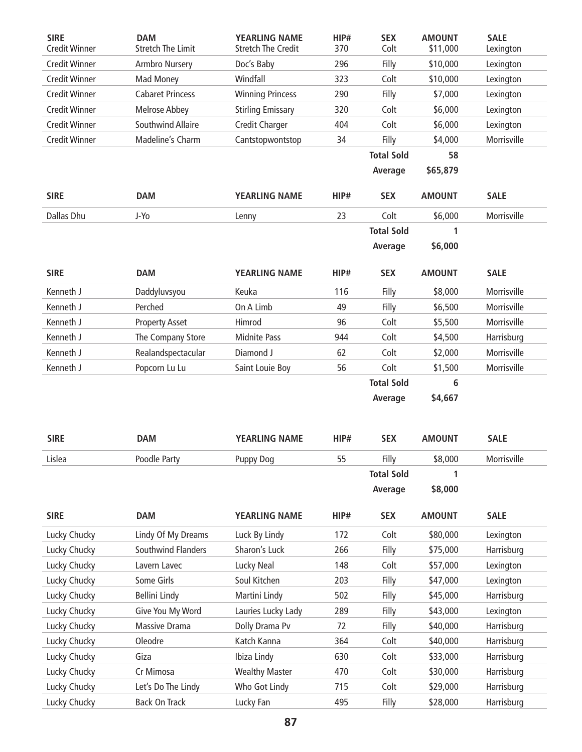| SIRE | DAM | YEARLING NAME | HIP# | SEX | AMOUNT | SALE |
|---|---|---|---|---|---|---|
| Credit Winner | Stretch The Limit | Stretch The Credit | 370 | Colt | $11,000 | Lexington |
| Credit Winner | Armbro Nursery | Doc's Baby | 296 | Filly | $10,000 | Lexington |
| Credit Winner | Mad Money | Windfall | 323 | Colt | $10,000 | Lexington |
| Credit Winner | Cabaret Princess | Winning Princess | 290 | Filly | $7,000 | Lexington |
| Credit Winner | Melrose Abbey | Stirling Emissary | 320 | Colt | $6,000 | Lexington |
| Credit Winner | Southwind Allaire | Credit Charger | 404 | Colt | $6,000 | Lexington |
| Credit Winner | Madeline's Charm | Cantstopwontstop | 34 | Filly | $4,000 | Morrisville |
| | | | | **Total Sold** | **58** | |
| | | | | **Average** | **$65,879** | |

| SIRE | DAM | YEARLING NAME | HIP# | SEX | AMOUNT | SALE |
|---|---|---|---|---|---|---|
| Dallas Dhu | J-Yo | Lenny | 23 | Colt | $6,000 | Morrisville |
| | | | | **Total Sold** | **1** | |
| | | | | **Average** | **$6,000** | |

| SIRE | DAM | YEARLING NAME | HIP# | SEX | AMOUNT | SALE |
|---|---|---|---|---|---|---|
| Kenneth J | Daddyluvsyou | Keuka | 116 | Filly | $8,000 | Morrisville |
| Kenneth J | Perched | On A Limb | 49 | Filly | $6,500 | Morrisville |
| Kenneth J | Property Asset | Himrod | 96 | Colt | $5,500 | Morrisville |
| Kenneth J | The Company Store | Midnite Pass | 944 | Colt | $4,500 | Harrisburg |
| Kenneth J | Realandspectacular | Diamond J | 62 | Colt | $2,000 | Morrisville |
| Kenneth J | Popcorn Lu Lu | Saint Louie Boy | 56 | Colt | $1,500 | Morrisville |
| | | | | **Total Sold** | **6** | |
| | | | | **Average** | **$4,667** | |

| SIRE | DAM | YEARLING NAME | HIP# | SEX | AMOUNT | SALE |
|---|---|---|---|---|---|---|
| Lislea | Poodle Party | Puppy Dog | 55 | Filly | $8,000 | Morrisville |
| | | | | **Total Sold** | **1** | |
| | | | | **Average** | **$8,000** | |

| SIRE | DAM | YEARLING NAME | HIP# | SEX | AMOUNT | SALE |
|---|---|---|---|---|---|---|
| Lucky Chucky | Lindy Of My Dreams | Luck By Lindy | 172 | Colt | $80,000 | Lexington |
| Lucky Chucky | Southwind Flanders | Sharon's Luck | 266 | Filly | $75,000 | Harrisburg |
| Lucky Chucky | Lavern Lavec | Lucky Neal | 148 | Colt | $57,000 | Lexington |
| Lucky Chucky | Some Girls | Soul Kitchen | 203 | Filly | $47,000 | Lexington |
| Lucky Chucky | Bellini Lindy | Martini Lindy | 502 | Filly | $45,000 | Harrisburg |
| Lucky Chucky | Give You My Word | Lauries Lucky Lady | 289 | Filly | $43,000 | Lexington |
| Lucky Chucky | Massive Drama | Dolly Drama Pv | 72 | Filly | $40,000 | Harrisburg |
| Lucky Chucky | Oleodre | Katch Kanna | 364 | Colt | $40,000 | Harrisburg |
| Lucky Chucky | Giza | Ibiza Lindy | 630 | Colt | $33,000 | Harrisburg |
| Lucky Chucky | Cr Mimosa | Wealthy Master | 470 | Colt | $30,000 | Harrisburg |
| Lucky Chucky | Let's Do The Lindy | Who Got Lindy | 715 | Colt | $29,000 | Harrisburg |
| Lucky Chucky | Back On Track | Lucky Fan | 495 | Filly | $28,000 | Harrisburg |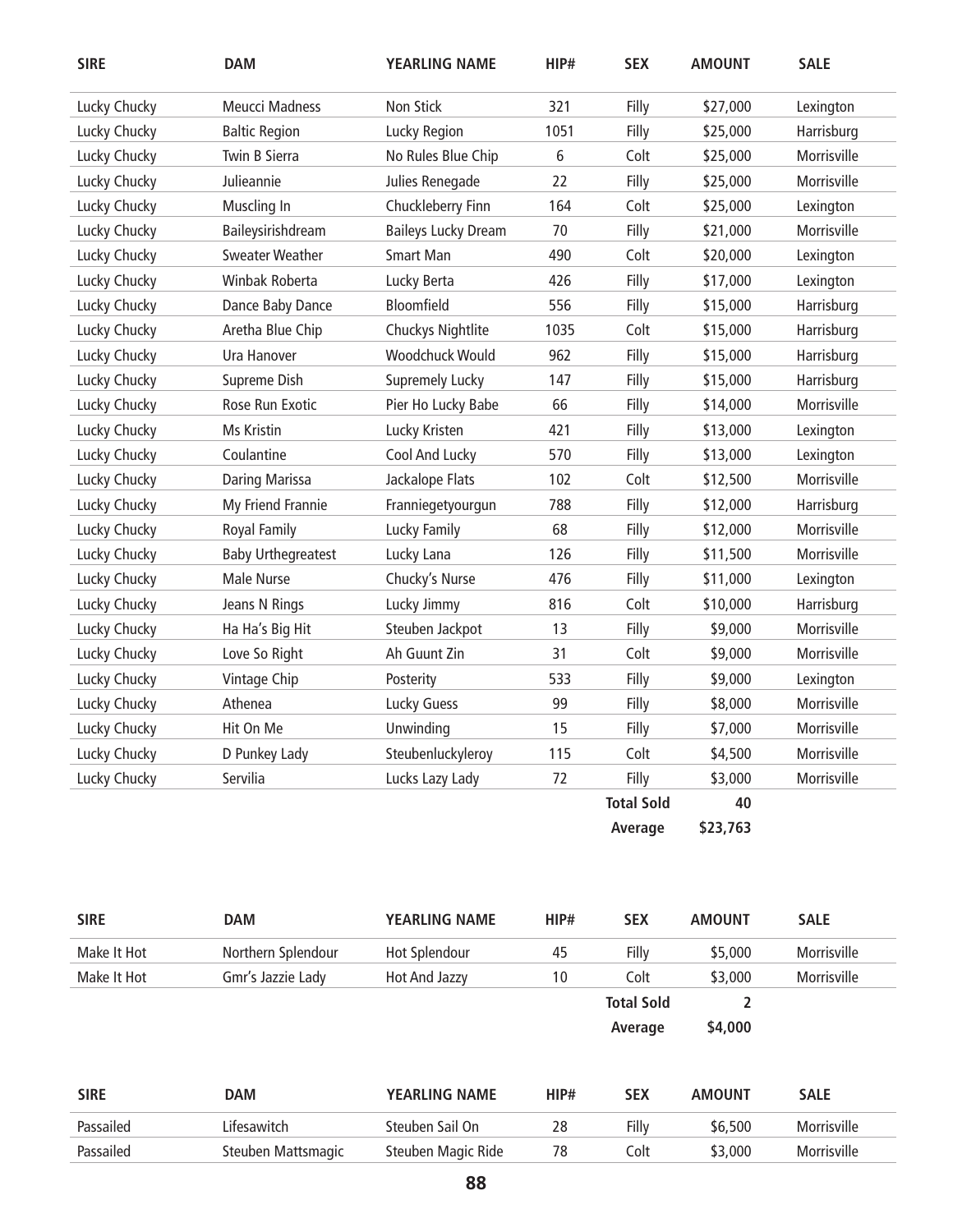| SIRE | DAM | YEARLING NAME | HIP# | SEX | AMOUNT | SALE |
|---|---|---|---|---|---|---|
| Lucky Chucky | Meucci Madness | Non Stick | 321 | Filly | $27,000 | Lexington |
| Lucky Chucky | Baltic Region | Lucky Region | 1051 | Filly | $25,000 | Harrisburg |
| Lucky Chucky | Twin B Sierra | No Rules Blue Chip | 6 | Colt | $25,000 | Morrisville |
| Lucky Chucky | Julieannie | Julies Renegade | 22 | Filly | $25,000 | Morrisville |
| Lucky Chucky | Muscling In | Chuckleberry Finn | 164 | Colt | $25,000 | Lexington |
| Lucky Chucky | Baileysirishdream | Baileys Lucky Dream | 70 | Filly | $21,000 | Morrisville |
| Lucky Chucky | Sweater Weather | Smart Man | 490 | Colt | $20,000 | Lexington |
| Lucky Chucky | Winbak Roberta | Lucky Berta | 426 | Filly | $17,000 | Lexington |
| Lucky Chucky | Dance Baby Dance | Bloomfield | 556 | Filly | $15,000 | Harrisburg |
| Lucky Chucky | Aretha Blue Chip | Chuckys Nightlite | 1035 | Colt | $15,000 | Harrisburg |
| Lucky Chucky | Ura Hanover | Woodchuck Would | 962 | Filly | $15,000 | Harrisburg |
| Lucky Chucky | Supreme Dish | Supremely Lucky | 147 | Filly | $15,000 | Harrisburg |
| Lucky Chucky | Rose Run Exotic | Pier Ho Lucky Babe | 66 | Filly | $14,000 | Morrisville |
| Lucky Chucky | Ms Kristin | Lucky Kristen | 421 | Filly | $13,000 | Lexington |
| Lucky Chucky | Coulantine | Cool And Lucky | 570 | Filly | $13,000 | Lexington |
| Lucky Chucky | Daring Marissa | Jackalope Flats | 102 | Colt | $12,500 | Morrisville |
| Lucky Chucky | My Friend Frannie | Franniegetyourgun | 788 | Filly | $12,000 | Harrisburg |
| Lucky Chucky | Royal Family | Lucky Family | 68 | Filly | $12,000 | Morrisville |
| Lucky Chucky | Baby Urthegreatest | Lucky Lana | 126 | Filly | $11,500 | Morrisville |
| Lucky Chucky | Male Nurse | Chucky's Nurse | 476 | Filly | $11,000 | Lexington |
| Lucky Chucky | Jeans N Rings | Lucky Jimmy | 816 | Colt | $10,000 | Harrisburg |
| Lucky Chucky | Ha Ha's Big Hit | Steuben Jackpot | 13 | Filly | $9,000 | Morrisville |
| Lucky Chucky | Love So Right | Ah Guunt Zin | 31 | Colt | $9,000 | Morrisville |
| Lucky Chucky | Vintage Chip | Posterity | 533 | Filly | $9,000 | Lexington |
| Lucky Chucky | Athenea | Lucky Guess | 99 | Filly | $8,000 | Morrisville |
| Lucky Chucky | Hit On Me | Unwinding | 15 | Filly | $7,000 | Morrisville |
| Lucky Chucky | D Punkey Lady | Steubenluckyleroy | 115 | Colt | $4,500 | Morrisville |
| Lucky Chucky | Servilia | Lucks Lazy Lady | 72 | Filly | $3,000 | Morrisville |
| | | | | **Total Sold** | **40** | |
| | | | | **Average** | **$23,763** | |

| SIRE | DAM | YEARLING NAME | HIP# | SEX | AMOUNT | SALE |
|---|---|---|---|---|---|---|
| Make It Hot | Northern Splendour | Hot Splendour | 45 | Filly | $5,000 | Morrisville |
| Make It Hot | Gmr's Jazzie Lady | Hot And Jazzy | 10 | Colt | $3,000 | Morrisville |
| | | | | **Total Sold** | **2** | |
| | | | | **Average** | **$4,000** | |

| SIRE | DAM | YEARLING NAME | HIP# | SEX | AMOUNT | SALE |
|---|---|---|---|---|---|---|
| Passailed | Lifesawitch | Steuben Sail On | 28 | Filly | $6,500 | Morrisville |
| Passailed | Steuben Mattsmagic | Steuben Magic Ride | 78 | Colt | $3,000 | Morrisville |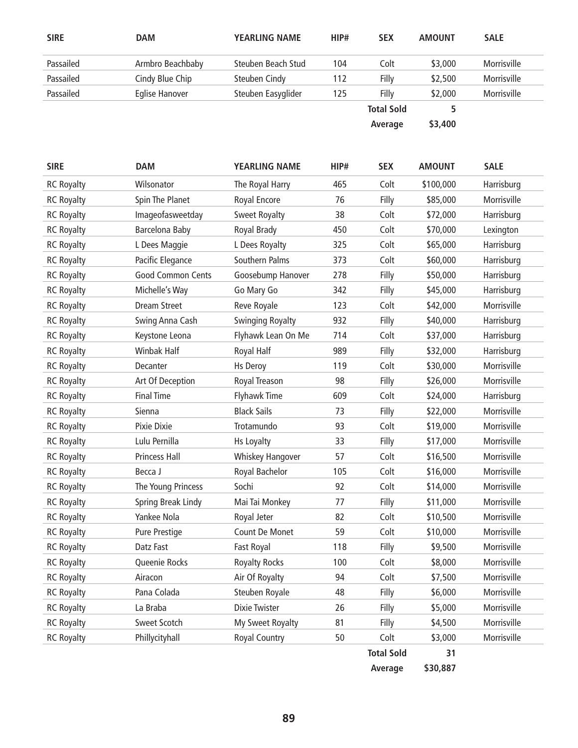| SIRE | DAM | YEARLING NAME | HIP# | SEX | AMOUNT | SALE |
|---|---|---|---|---|---|---|
| Passailed | Armbro Beachbaby | Steuben Beach Stud | 104 | Colt | $3,000 | Morrisville |
| Passailed | Cindy Blue Chip | Steuben Cindy | 112 | Filly | $2,500 | Morrisville |
| Passailed | Eglise Hanover | Steuben Easyglider | 125 | Filly | $2,000 | Morrisville |
| | | | | **Total Sold** | **5** | |
| | | | | **Average** | **$3,400** | |

| SIRE | DAM | YEARLING NAME | HIP# | SEX | AMOUNT | SALE |
|---|---|---|---|---|---|---|
| RC Royalty | Wilsonator | The Royal Harry | 465 | Colt | $100,000 | Harrisburg |
| RC Royalty | Spin The Planet | Royal Encore | 76 | Filly | $85,000 | Morrisville |
| RC Royalty | Imageofasweetday | Sweet Royalty | 38 | Colt | $72,000 | Harrisburg |
| RC Royalty | Barcelona Baby | Royal Brady | 450 | Colt | $70,000 | Lexington |
| RC Royalty | L Dees Maggie | L Dees Royalty | 325 | Colt | $65,000 | Harrisburg |
| RC Royalty | Pacific Elegance | Southern Palms | 373 | Colt | $60,000 | Harrisburg |
| RC Royalty | Good Common Cents | Goosebump Hanover | 278 | Filly | $50,000 | Harrisburg |
| RC Royalty | Michelle's Way | Go Mary Go | 342 | Filly | $45,000 | Harrisburg |
| RC Royalty | Dream Street | Reve Royale | 123 | Colt | $42,000 | Morrisville |
| RC Royalty | Swing Anna Cash | Swinging Royalty | 932 | Filly | $40,000 | Harrisburg |
| RC Royalty | Keystone Leona | Flyhawk Lean On Me | 714 | Colt | $37,000 | Harrisburg |
| RC Royalty | Winbak Half | Royal Half | 989 | Filly | $32,000 | Harrisburg |
| RC Royalty | Decanter | Hs Deroy | 119 | Colt | $30,000 | Morrisville |
| RC Royalty | Art Of Deception | Royal Treason | 98 | Filly | $26,000 | Morrisville |
| RC Royalty | Final Time | Flyhawk Time | 609 | Colt | $24,000 | Harrisburg |
| RC Royalty | Sienna | Black Sails | 73 | Filly | $22,000 | Morrisville |
| RC Royalty | Pixie Dixie | Trotamundo | 93 | Colt | $19,000 | Morrisville |
| RC Royalty | Lulu Pernilla | Hs Loyalty | 33 | Filly | $17,000 | Morrisville |
| RC Royalty | Princess Hall | Whiskey Hangover | 57 | Colt | $16,500 | Morrisville |
| RC Royalty | Becca J | Royal Bachelor | 105 | Colt | $16,000 | Morrisville |
| RC Royalty | The Young Princess | Sochi | 92 | Colt | $14,000 | Morrisville |
| RC Royalty | Spring Break Lindy | Mai Tai Monkey | 77 | Filly | $11,000 | Morrisville |
| RC Royalty | Yankee Nola | Royal Jeter | 82 | Colt | $10,500 | Morrisville |
| RC Royalty | Pure Prestige | Count De Monet | 59 | Colt | $10,000 | Morrisville |
| RC Royalty | Datz Fast | Fast Royal | 118 | Filly | $9,500 | Morrisville |
| RC Royalty | Queenie Rocks | Royalty Rocks | 100 | Colt | $8,000 | Morrisville |
| RC Royalty | Airacon | Air Of Royalty | 94 | Colt | $7,500 | Morrisville |
| RC Royalty | Pana Colada | Steuben Royale | 48 | Filly | $6,000 | Morrisville |
| RC Royalty | La Braba | Dixie Twister | 26 | Filly | $5,000 | Morrisville |
| RC Royalty | Sweet Scotch | My Sweet Royalty | 81 | Filly | $4,500 | Morrisville |
| RC Royalty | Phillycityhall | Royal Country | 50 | Colt | $3,000 | Morrisville |
| | | | | **Total Sold** | **31** | |
| | | | | **Average** | **$30,887** | |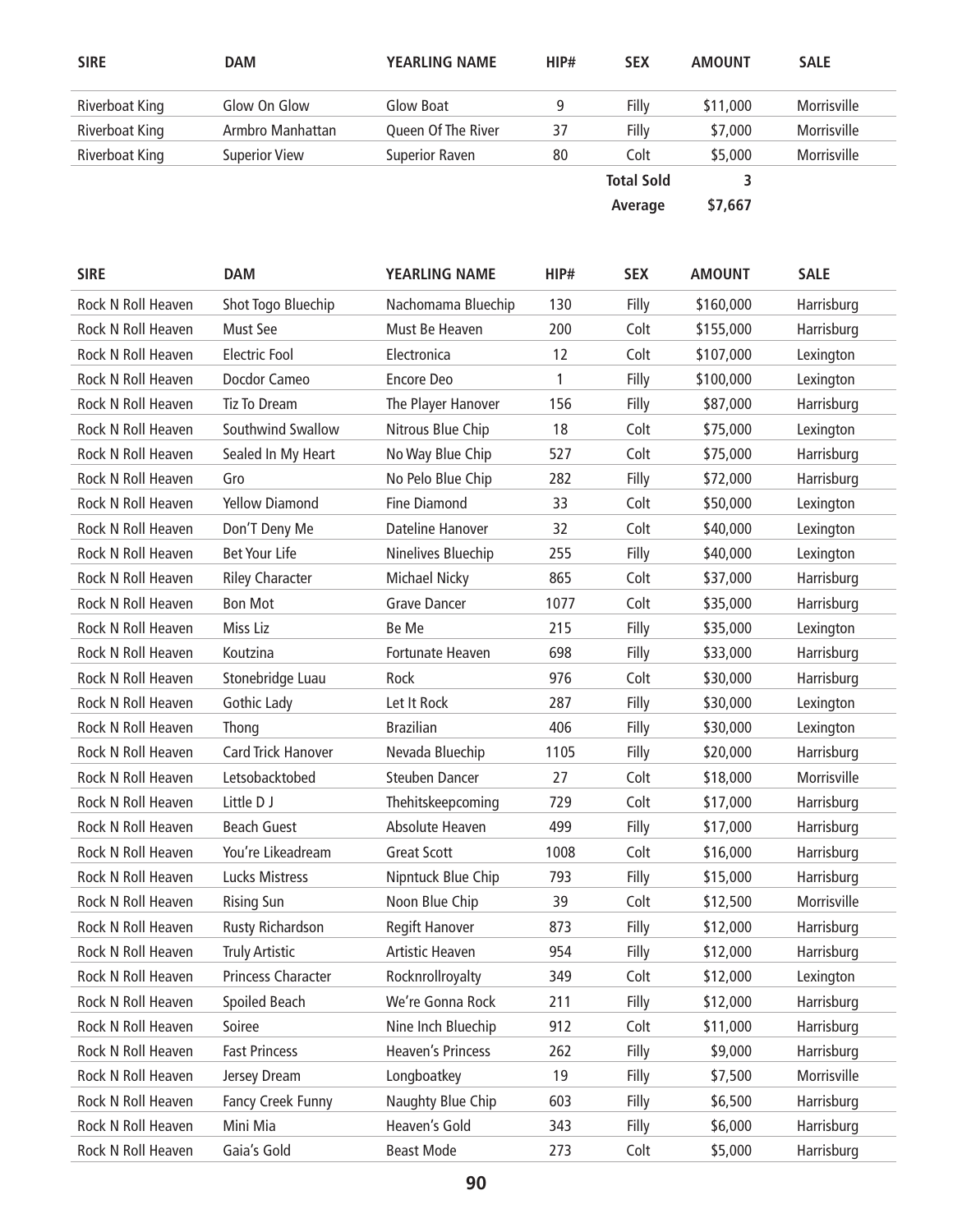| SIRE | DAM | YEARLING NAME | HIP# | SEX | AMOUNT | SALE |
|---|---|---|---|---|---|---|
| Riverboat King | Glow On Glow | Glow Boat | 9 | Filly | $11,000 | Morrisville |
| Riverboat King | Armbro Manhattan | Queen Of The River | 37 | Filly | $7,000 | Morrisville |
| Riverboat King | Superior View | Superior Raven | 80 | Colt | $5,000 | Morrisville |
| | | | | **Total Sold** | **3** | |
| | | | | **Average** | **$7,667** | |

| SIRE | DAM | YEARLING NAME | HIP# | SEX | AMOUNT | SALE |
|---|---|---|---|---|---|---|
| Rock N Roll Heaven | Shot Togo Bluechip | Nachomama Bluechip | 130 | Filly | $160,000 | Harrisburg |
| Rock N Roll Heaven | Must See | Must Be Heaven | 200 | Colt | $155,000 | Harrisburg |
| Rock N Roll Heaven | Electric Fool | Electronica | 12 | Colt | $107,000 | Lexington |
| Rock N Roll Heaven | Docdor Cameo | Encore Deo | 1 | Filly | $100,000 | Lexington |
| Rock N Roll Heaven | Tiz To Dream | The Player Hanover | 156 | Filly | $87,000 | Harrisburg |
| Rock N Roll Heaven | Southwind Swallow | Nitrous Blue Chip | 18 | Colt | $75,000 | Lexington |
| Rock N Roll Heaven | Sealed In My Heart | No Way Blue Chip | 527 | Colt | $75,000 | Harrisburg |
| Rock N Roll Heaven | Gro | No Pelo Blue Chip | 282 | Filly | $72,000 | Harrisburg |
| Rock N Roll Heaven | Yellow Diamond | Fine Diamond | 33 | Colt | $50,000 | Lexington |
| Rock N Roll Heaven | Don'T Deny Me | Dateline Hanover | 32 | Colt | $40,000 | Lexington |
| Rock N Roll Heaven | Bet Your Life | Ninelives Bluechip | 255 | Filly | $40,000 | Lexington |
| Rock N Roll Heaven | Riley Character | Michael Nicky | 865 | Colt | $37,000 | Harrisburg |
| Rock N Roll Heaven | Bon Mot | Grave Dancer | 1077 | Colt | $35,000 | Harrisburg |
| Rock N Roll Heaven | Miss Liz | Be Me | 215 | Filly | $35,000 | Lexington |
| Rock N Roll Heaven | Koutzina | Fortunate Heaven | 698 | Filly | $33,000 | Harrisburg |
| Rock N Roll Heaven | Stonebridge Luau | Rock | 976 | Colt | $30,000 | Harrisburg |
| Rock N Roll Heaven | Gothic Lady | Let It Rock | 287 | Filly | $30,000 | Lexington |
| Rock N Roll Heaven | Thong | Brazilian | 406 | Filly | $30,000 | Lexington |
| Rock N Roll Heaven | Card Trick Hanover | Nevada Bluechip | 1105 | Filly | $20,000 | Harrisburg |
| Rock N Roll Heaven | Letsobacktobed | Steuben Dancer | 27 | Colt | $18,000 | Morrisville |
| Rock N Roll Heaven | Little D J | Thehitskeepcoming | 729 | Colt | $17,000 | Harrisburg |
| Rock N Roll Heaven | Beach Guest | Absolute Heaven | 499 | Filly | $17,000 | Harrisburg |
| Rock N Roll Heaven | You're Likeadream | Great Scott | 1008 | Colt | $16,000 | Harrisburg |
| Rock N Roll Heaven | Lucks Mistress | Nipntuck Blue Chip | 793 | Filly | $15,000 | Harrisburg |
| Rock N Roll Heaven | Rising Sun | Noon Blue Chip | 39 | Colt | $12,500 | Morrisville |
| Rock N Roll Heaven | Rusty Richardson | Regift Hanover | 873 | Filly | $12,000 | Harrisburg |
| Rock N Roll Heaven | Truly Artistic | Artistic Heaven | 954 | Filly | $12,000 | Harrisburg |
| Rock N Roll Heaven | Princess Character | Rocknrollroyalty | 349 | Colt | $12,000 | Lexington |
| Rock N Roll Heaven | Spoiled Beach | We're Gonna Rock | 211 | Filly | $12,000 | Harrisburg |
| Rock N Roll Heaven | Soiree | Nine Inch Bluechip | 912 | Colt | $11,000 | Harrisburg |
| Rock N Roll Heaven | Fast Princess | Heaven's Princess | 262 | Filly | $9,000 | Harrisburg |
| Rock N Roll Heaven | Jersey Dream | Longboatkey | 19 | Filly | $7,500 | Morrisville |
| Rock N Roll Heaven | Fancy Creek Funny | Naughty Blue Chip | 603 | Filly | $6,500 | Harrisburg |
| Rock N Roll Heaven | Mini Mia | Heaven's Gold | 343 | Filly | $6,000 | Harrisburg |
| Rock N Roll Heaven | Gaia's Gold | Beast Mode | 273 | Colt | $5,000 | Harrisburg |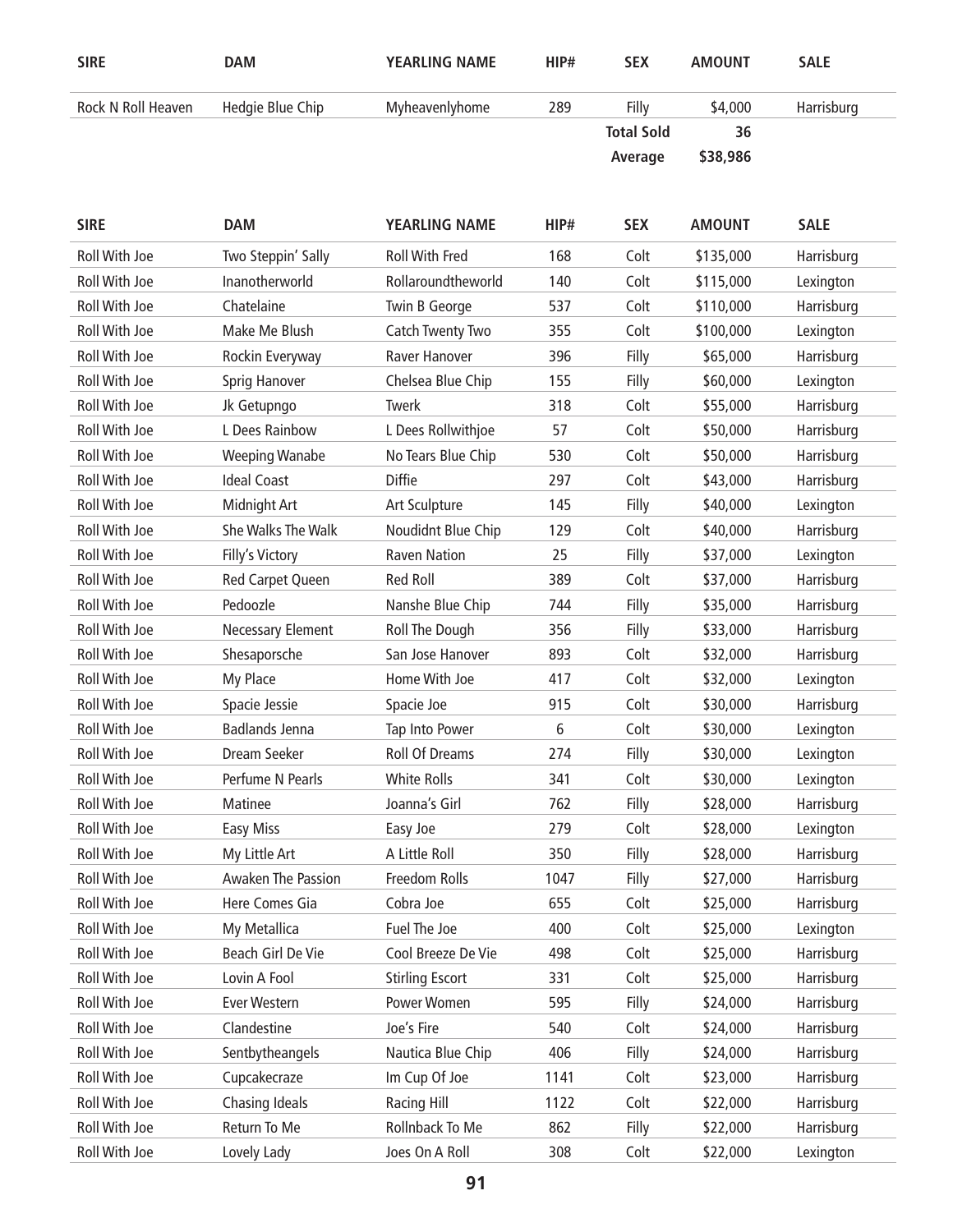| SIRE | DAM | YEARLING NAME | HIP# | SEX | AMOUNT | SALE |
|---|---|---|---|---|---|---|
| Rock N Roll Heaven | Hedgie Blue Chip | Myheavenlyhome | 289 | Filly | $4,000 | Harrisburg |
| | | | | **Total Sold** | **36** | |
| | | | | **Average** | **$38,986** | |

| SIRE | DAM | YEARLING NAME | HIP# | SEX | AMOUNT | SALE |
|---|---|---|---|---|---|---|
| Roll With Joe | Two Steppin' Sally | Roll With Fred | 168 | Colt | $135,000 | Harrisburg |
| Roll With Joe | Inanotherworld | Rollaroundtheworld | 140 | Colt | $115,000 | Lexington |
| Roll With Joe | Chatelaine | Twin B George | 537 | Colt | $110,000 | Harrisburg |
| Roll With Joe | Make Me Blush | Catch Twenty Two | 355 | Colt | $100,000 | Lexington |
| Roll With Joe | Rockin Everyway | Raver Hanover | 396 | Filly | $65,000 | Harrisburg |
| Roll With Joe | Sprig Hanover | Chelsea Blue Chip | 155 | Filly | $60,000 | Lexington |
| Roll With Joe | Jk Getupngo | Twerk | 318 | Colt | $55,000 | Harrisburg |
| Roll With Joe | L Dees Rainbow | L Dees Rollwithjoe | 57 | Colt | $50,000 | Harrisburg |
| Roll With Joe | Weeping Wanabe | No Tears Blue Chip | 530 | Colt | $50,000 | Harrisburg |
| Roll With Joe | Ideal Coast | Diffie | 297 | Colt | $43,000 | Harrisburg |
| Roll With Joe | Midnight Art | Art Sculpture | 145 | Filly | $40,000 | Lexington |
| Roll With Joe | She Walks The Walk | Noudidnt Blue Chip | 129 | Colt | $40,000 | Harrisburg |
| Roll With Joe | Filly's Victory | Raven Nation | 25 | Filly | $37,000 | Lexington |
| Roll With Joe | Red Carpet Queen | Red Roll | 389 | Colt | $37,000 | Harrisburg |
| Roll With Joe | Pedoozle | Nanshe Blue Chip | 744 | Filly | $35,000 | Harrisburg |
| Roll With Joe | Necessary Element | Roll The Dough | 356 | Filly | $33,000 | Harrisburg |
| Roll With Joe | Shesaporsche | San Jose Hanover | 893 | Colt | $32,000 | Harrisburg |
| Roll With Joe | My Place | Home With Joe | 417 | Colt | $32,000 | Lexington |
| Roll With Joe | Spacie Jessie | Spacie Joe | 915 | Colt | $30,000 | Harrisburg |
| Roll With Joe | Badlands Jenna | Tap Into Power | 6 | Colt | $30,000 | Lexington |
| Roll With Joe | Dream Seeker | Roll Of Dreams | 274 | Filly | $30,000 | Lexington |
| Roll With Joe | Perfume N Pearls | White Rolls | 341 | Colt | $30,000 | Lexington |
| Roll With Joe | Matinee | Joanna's Girl | 762 | Filly | $28,000 | Harrisburg |
| Roll With Joe | Easy Miss | Easy Joe | 279 | Colt | $28,000 | Lexington |
| Roll With Joe | My Little Art | A Little Roll | 350 | Filly | $28,000 | Harrisburg |
| Roll With Joe | Awaken The Passion | Freedom Rolls | 1047 | Filly | $27,000 | Harrisburg |
| Roll With Joe | Here Comes Gia | Cobra Joe | 655 | Colt | $25,000 | Harrisburg |
| Roll With Joe | My Metallica | Fuel The Joe | 400 | Colt | $25,000 | Lexington |
| Roll With Joe | Beach Girl De Vie | Cool Breeze De Vie | 498 | Colt | $25,000 | Harrisburg |
| Roll With Joe | Lovin A Fool | Stirling Escort | 331 | Colt | $25,000 | Harrisburg |
| Roll With Joe | Ever Western | Power Women | 595 | Filly | $24,000 | Harrisburg |
| Roll With Joe | Clandestine | Joe's Fire | 540 | Colt | $24,000 | Harrisburg |
| Roll With Joe | Sentbytheangels | Nautica Blue Chip | 406 | Filly | $24,000 | Harrisburg |
| Roll With Joe | Cupcakecraze | Im Cup Of Joe | 1141 | Colt | $23,000 | Harrisburg |
| Roll With Joe | Chasing Ideals | Racing Hill | 1122 | Colt | $22,000 | Harrisburg |
| Roll With Joe | Return To Me | Rollnback To Me | 862 | Filly | $22,000 | Harrisburg |
| Roll With Joe | Lovely Lady | Joes On A Roll | 308 | Colt | $22,000 | Lexington |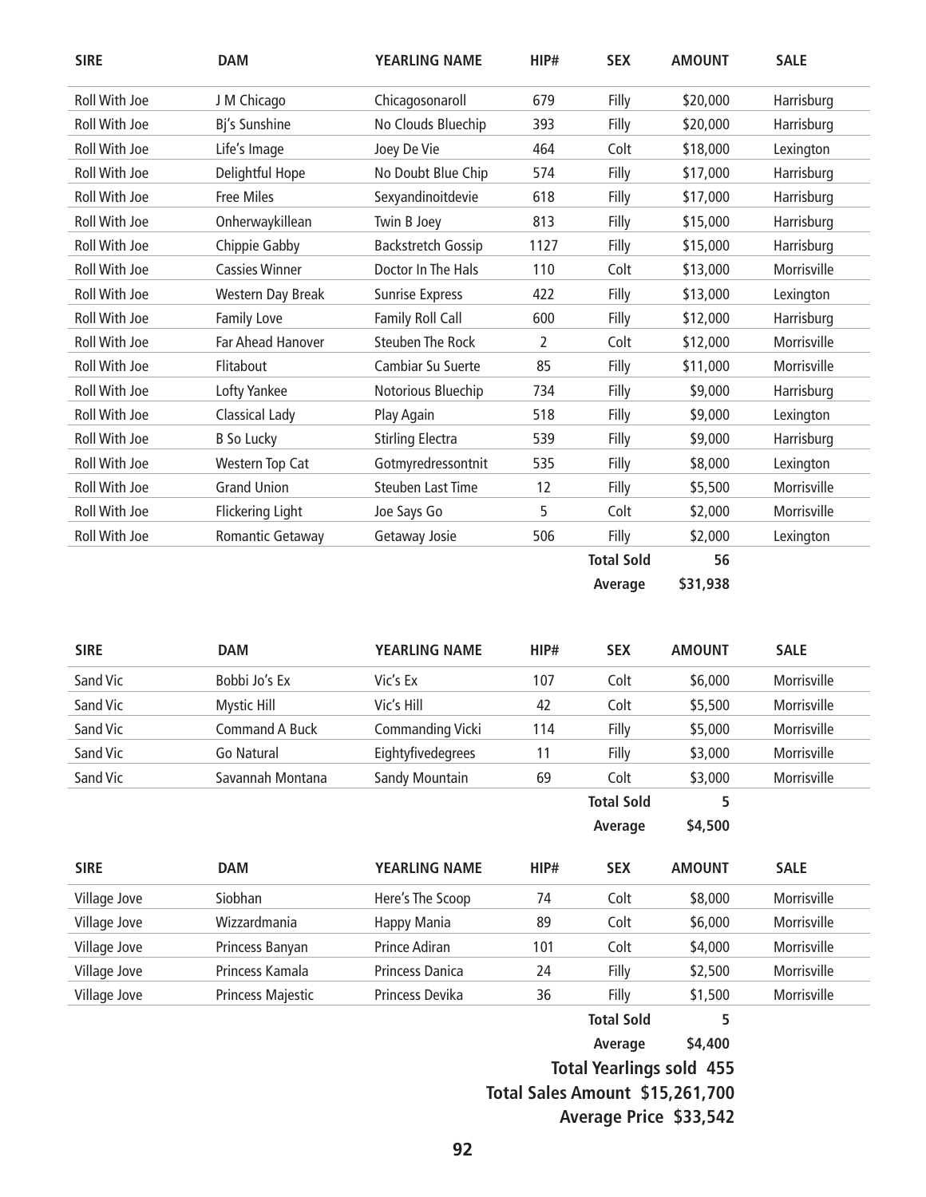| SIRE | DAM | YEARLING NAME | HIP# | SEX | AMOUNT | SALE |
|---|---|---|---|---|---|---|
| Roll With Joe | J M Chicago | Chicagosonaroll | 679 | Filly | $20,000 | Harrisburg |
| Roll With Joe | Bj's Sunshine | No Clouds Bluechip | 393 | Filly | $20,000 | Harrisburg |
| Roll With Joe | Life's Image | Joey De Vie | 464 | Colt | $18,000 | Lexington |
| Roll With Joe | Delightful Hope | No Doubt Blue Chip | 574 | Filly | $17,000 | Harrisburg |
| Roll With Joe | Free Miles | Sexyandinoitdevie | 618 | Filly | $17,000 | Harrisburg |
| Roll With Joe | Onherwaykillean | Twin B Joey | 813 | Filly | $15,000 | Harrisburg |
| Roll With Joe | Chippie Gabby | Backstretch Gossip | 1127 | Filly | $15,000 | Harrisburg |
| Roll With Joe | Cassies Winner | Doctor In The Hals | 110 | Colt | $13,000 | Morrisville |
| Roll With Joe | Western Day Break | Sunrise Express | 422 | Filly | $13,000 | Lexington |
| Roll With Joe | Family Love | Family Roll Call | 600 | Filly | $12,000 | Harrisburg |
| Roll With Joe | Far Ahead Hanover | Steuben The Rock | 2 | Colt | $12,000 | Morrisville |
| Roll With Joe | Flitabout | Cambiar Su Suerte | 85 | Filly | $11,000 | Morrisville |
| Roll With Joe | Lofty Yankee | Notorious Bluechip | 734 | Filly | $9,000 | Harrisburg |
| Roll With Joe | Classical Lady | Play Again | 518 | Filly | $9,000 | Lexington |
| Roll With Joe | B So Lucky | Stirling Electra | 539 | Filly | $9,000 | Harrisburg |
| Roll With Joe | Western Top Cat | Gotmyredressontnit | 535 | Filly | $8,000 | Lexington |
| Roll With Joe | Grand Union | Steuben Last Time | 12 | Filly | $5,500 | Morrisville |
| Roll With Joe | Flickering Light | Joe Says Go | 5 | Colt | $2,000 | Morrisville |
| Roll With Joe | Romantic Getaway | Getaway Josie | 506 | Filly | $2,000 | Lexington |
| | | | | **Total Sold** | **56** | |
| | | | | **Average** | **$31,938** | |

| SIRE | DAM | YEARLING NAME | HIP# | SEX | AMOUNT | SALE |
|---|---|---|---|---|---|---|
| Sand Vic | Bobbi Jo's Ex | Vic's Ex | 107 | Colt | $6,000 | Morrisville |
| Sand Vic | Mystic Hill | Vic's Hill | 42 | Colt | $5,500 | Morrisville |
| Sand Vic | Command A Buck | Commanding Vicki | 114 | Filly | $5,000 | Morrisville |
| Sand Vic | Go Natural | Eightyfivedegrees | 11 | Filly | $3,000 | Morrisville |
| Sand Vic | Savannah Montana | Sandy Mountain | 69 | Colt | $3,000 | Morrisville |
| | | | | **Total Sold** | **5** | |
| | | | | **Average** | **$4,500** | |

| SIRE | DAM | YEARLING NAME | HIP# | SEX | AMOUNT | SALE |
|---|---|---|---|---|---|---|
| Village Jove | Siobhan | Here's The Scoop | 74 | Colt | $8,000 | Morrisville |
| Village Jove | Wizzardmania | Happy Mania | 89 | Colt | $6,000 | Morrisville |
| Village Jove | Princess Banyan | Prince Adiran | 101 | Colt | $4,000 | Morrisville |
| Village Jove | Princess Kamala | Princess Danica | 24 | Filly | $2,500 | Morrisville |
| Village Jove | Princess Majestic | Princess Devika | 36 | Filly | $1,500 | Morrisville |
| | | | | **Total Sold** | **5** | |
| | | | | **Average** | **$4,400** | |

**Total Yearlings sold 455**

**Total Sales Amount $15,261,700**

**Average Price $33,542**